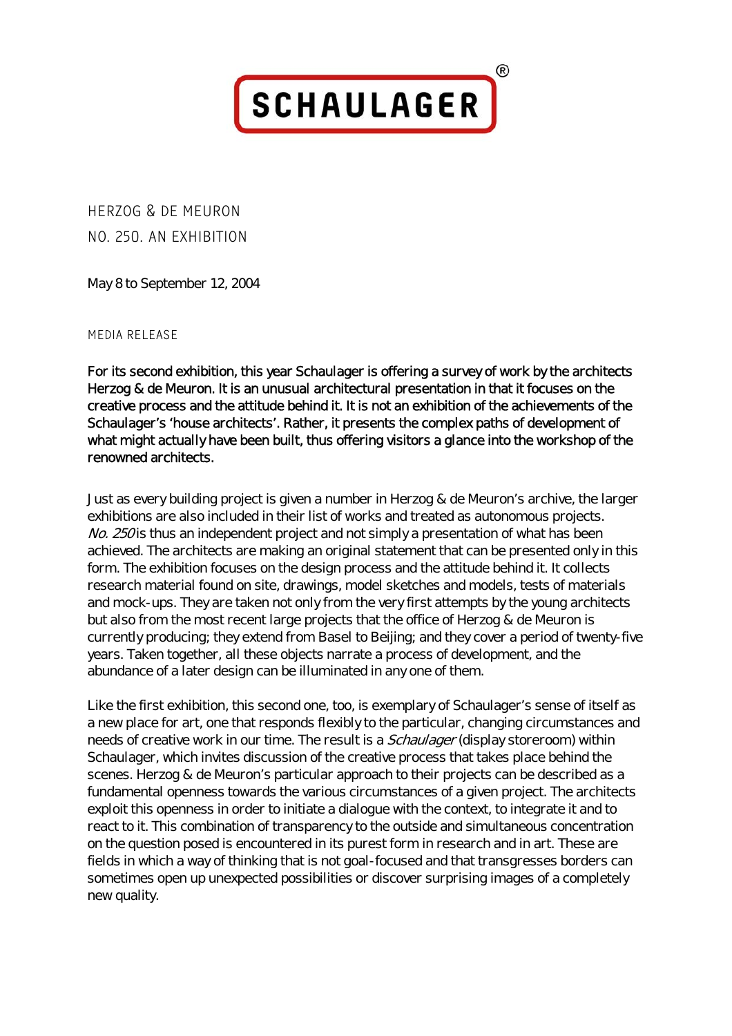# SCHAULAGER®

## HERZOG & DE MEURON
## NO. 250. AN EXHIBITION

May 8 to September 12, 2004

MEDIA RELEASE

**For its second exhibition, this year Schaulager is offering a survey of work by the architects Herzog & de Meuron. It is an unusual architectural presentation in that it focuses on the creative process and the attitude behind it. It is not an exhibition of the achievements of the Schaulager's 'house architects'. Rather, it presents the complex paths of development of what might actually have been built, thus offering visitors a glance into the workshop of the renowned architects.**

Just as every building project is given a number in Herzog & de Meuron's archive, the larger exhibitions are also included in their list of works and treated as autonomous projects. *No. 250* is thus an independent project and not simply a presentation of what has been achieved. The architects are making an original statement that can be presented only in this form. The exhibition focuses on the design process and the attitude behind it. It collects research material found on site, drawings, model sketches and models, tests of materials and mock-ups. They are taken not only from the very first attempts by the young architects but also from the most recent large projects that the office of Herzog & de Meuron is currently producing; they extend from Basel to Beijing; and they cover a period of twenty-five years. Taken together, all these objects narrate a process of development, and the abundance of a later design can be illuminated in any one of them.

Like the first exhibition, this second one, too, is exemplary of Schaulager's sense of itself as a new place for art, one that responds flexibly to the particular, changing circumstances and needs of creative work in our time. The result is a *Schaulager* (display storeroom) within Schaulager, which invites discussion of the creative process that takes place behind the scenes. Herzog & de Meuron's particular approach to their projects can be described as a fundamental openness towards the various circumstances of a given project. The architects exploit this openness in order to initiate a dialogue with the context, to integrate it and to react to it. This combination of transparency to the outside and simultaneous concentration on the question posed is encountered in its purest form in research and in art. These are fields in which a way of thinking that is not goal-focused and that transgresses borders can sometimes open up unexpected possibilities or discover surprising images of a completely new quality.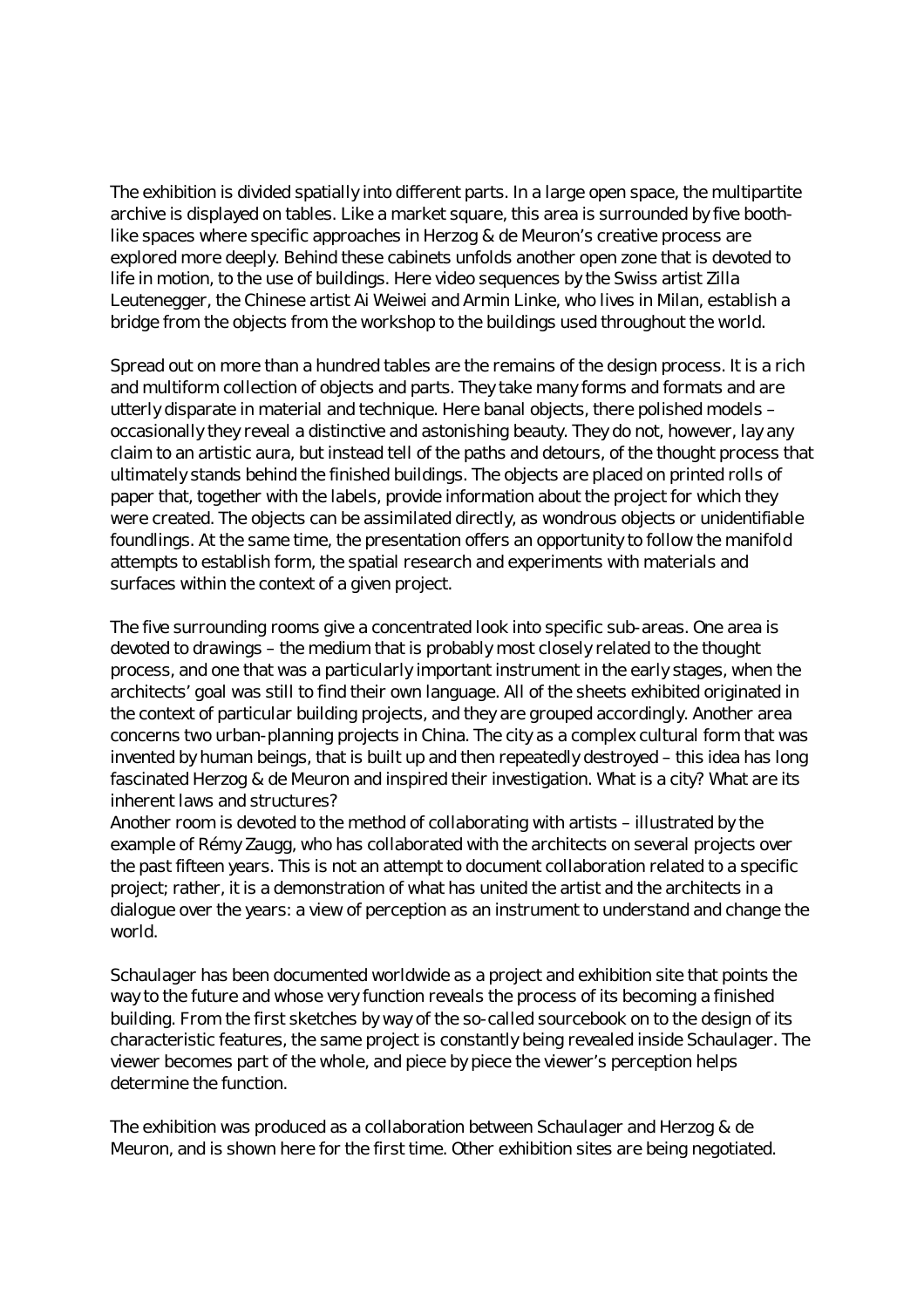The exhibition is divided spatially into different parts. In a large open space, the multipartite archive is displayed on tables. Like a market square, this area is surrounded by five booth-like spaces where specific approaches in Herzog & de Meuron's creative process are explored more deeply. Behind these cabinets unfolds another open zone that is devoted to life in motion, to the use of buildings. Here video sequences by the Swiss artist Zilla Leutenegger, the Chinese artist Ai Weiwei and Armin Linke, who lives in Milan, establish a bridge from the objects from the workshop to the buildings used throughout the world.

Spread out on more than a hundred tables are the remains of the design process. It is a rich and multiform collection of objects and parts. They take many forms and formats and are utterly disparate in material and technique. Here banal objects, there polished models – occasionally they reveal a distinctive and astonishing beauty. They do not, however, lay any claim to an artistic aura, but instead tell of the paths and detours, of the thought process that ultimately stands behind the finished buildings. The objects are placed on printed rolls of paper that, together with the labels, provide information about the project for which they were created. The objects can be assimilated directly, as wondrous objects or unidentifiable foundlings. At the same time, the presentation offers an opportunity to follow the manifold attempts to establish form, the spatial research and experiments with materials and surfaces within the context of a given project.

The five surrounding rooms give a concentrated look into specific sub-areas. One area is devoted to drawings – the medium that is probably most closely related to the thought process, and one that was a particularly important instrument in the early stages, when the architects' goal was still to find their own language. All of the sheets exhibited originated in the context of particular building projects, and they are grouped accordingly. Another area concerns two urban-planning projects in China. The city as a complex cultural form that was invented by human beings, that is built up and then repeatedly destroyed – this idea has long fascinated Herzog & de Meuron and inspired their investigation. What is a city? What are its inherent laws and structures?

Another room is devoted to the method of collaborating with artists – illustrated by the example of Rémy Zaugg, who has collaborated with the architects on several projects over the past fifteen years. This is not an attempt to document collaboration related to a specific project; rather, it is a demonstration of what has united the artist and the architects in a dialogue over the years: a view of perception as an instrument to understand and change the world.

Schaulager has been documented worldwide as a project and exhibition site that points the way to the future and whose very function reveals the process of its becoming a finished building. From the first sketches by way of the so-called sourcebook on to the design of its characteristic features, the same project is constantly being revealed inside Schaulager. The viewer becomes part of the whole, and piece by piece the viewer's perception helps determine the function.

The exhibition was produced as a collaboration between Schaulager and Herzog & de Meuron, and is shown here for the first time. Other exhibition sites are being negotiated.